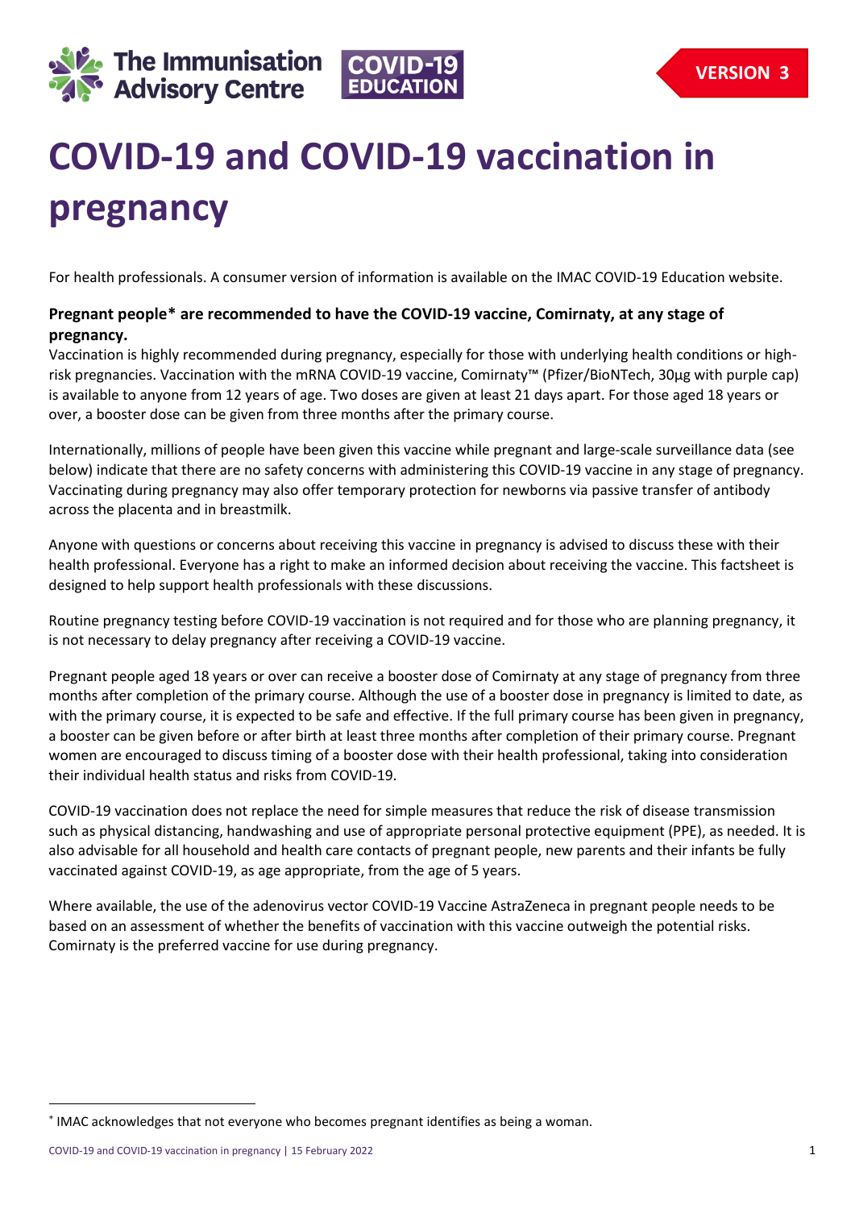The Immunisation Advisory Centre COVID-19 EDUCATION

VERSION 3

# COVID-19 and COVID-19 vaccination in pregnancy

For health professionals. A consumer version of information is available on the IMAC COVID-19 Education website.

**Pregnant people* are recommended to have the COVID-19 vaccine, Comirnaty, at any stage of pregnancy.**

Vaccination is highly recommended during pregnancy, especially for those with underlying health conditions or high-risk pregnancies. Vaccination with the mRNA COVID-19 vaccine, Comirnaty™ (Pfizer/BioNTech, 30µg with purple cap) is available to anyone from 12 years of age. Two doses are given at least 21 days apart. For those aged 18 years or over, a booster dose can be given from three months after the primary course.

Internationally, millions of people have been given this vaccine while pregnant and large-scale surveillance data (see below) indicate that there are no safety concerns with administering this COVID-19 vaccine in any stage of pregnancy. Vaccinating during pregnancy may also offer temporary protection for newborns via passive transfer of antibody across the placenta and in breastmilk.

Anyone with questions or concerns about receiving this vaccine in pregnancy is advised to discuss these with their health professional. Everyone has a right to make an informed decision about receiving the vaccine. This factsheet is designed to help support health professionals with these discussions.

Routine pregnancy testing before COVID-19 vaccination is not required and for those who are planning pregnancy, it is not necessary to delay pregnancy after receiving a COVID-19 vaccine.

Pregnant people aged 18 years or over can receive a booster dose of Comirnaty at any stage of pregnancy from three months after completion of the primary course. Although the use of a booster dose in pregnancy is limited to date, as with the primary course, it is expected to be safe and effective. If the full primary course has been given in pregnancy, a booster can be given before or after birth at least three months after completion of their primary course. Pregnant women are encouraged to discuss timing of a booster dose with their health professional, taking into consideration their individual health status and risks from COVID-19.

COVID-19 vaccination does not replace the need for simple measures that reduce the risk of disease transmission such as physical distancing, handwashing and use of appropriate personal protective equipment (PPE), as needed. It is also advisable for all household and health care contacts of pregnant people, new parents and their infants be fully vaccinated against COVID-19, as age appropriate, from the age of 5 years.

Where available, the use of the adenovirus vector COVID-19 Vaccine AstraZeneca in pregnant people needs to be based on an assessment of whether the benefits of vaccination with this vaccine outweigh the potential risks. Comirnaty is the preferred vaccine for use during pregnancy.

---

* IMAC acknowledges that not everyone who becomes pregnant identifies as being a woman.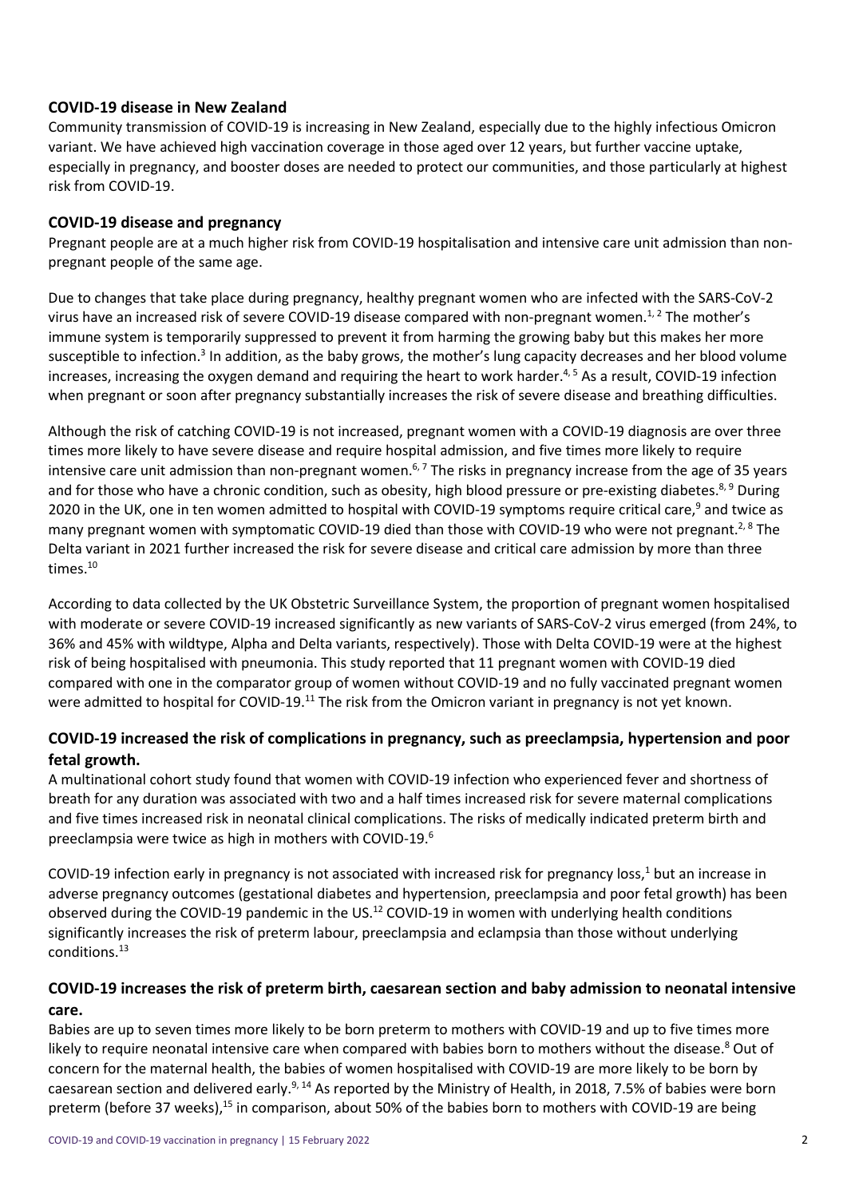### COVID-19 disease in New Zealand

Community transmission of COVID-19 is increasing in New Zealand, especially due to the highly infectious Omicron variant. We have achieved high vaccination coverage in those aged over 12 years, but further vaccine uptake, especially in pregnancy, and booster doses are needed to protect our communities, and those particularly at highest risk from COVID-19.

### COVID-19 disease and pregnancy

Pregnant people are at a much higher risk from COVID-19 hospitalisation and intensive care unit admission than non-pregnant people of the same age.

Due to changes that take place during pregnancy, healthy pregnant women who are infected with the SARS-CoV-2 virus have an increased risk of severe COVID-19 disease compared with non-pregnant women.[1, 2] The mother's immune system is temporarily suppressed to prevent it from harming the growing baby but this makes her more susceptible to infection.[3] In addition, as the baby grows, the mother's lung capacity decreases and her blood volume increases, increasing the oxygen demand and requiring the heart to work harder.[4, 5] As a result, COVID-19 infection when pregnant or soon after pregnancy substantially increases the risk of severe disease and breathing difficulties.

Although the risk of catching COVID-19 is not increased, pregnant women with a COVID-19 diagnosis are over three times more likely to have severe disease and require hospital admission, and five times more likely to require intensive care unit admission than non-pregnant women.[6, 7] The risks in pregnancy increase from the age of 35 years and for those who have a chronic condition, such as obesity, high blood pressure or pre-existing diabetes.[8, 9] During 2020 in the UK, one in ten women admitted to hospital with COVID-19 symptoms require critical care,[9] and twice as many pregnant women with symptomatic COVID-19 died than those with COVID-19 who were not pregnant.[2, 8] The Delta variant in 2021 further increased the risk for severe disease and critical care admission by more than three times.[10]

According to data collected by the UK Obstetric Surveillance System, the proportion of pregnant women hospitalised with moderate or severe COVID-19 increased significantly as new variants of SARS-CoV-2 virus emerged (from 24%, to 36% and 45% with wildtype, Alpha and Delta variants, respectively). Those with Delta COVID-19 were at the highest risk of being hospitalised with pneumonia. This study reported that 11 pregnant women with COVID-19 died compared with one in the comparator group of women without COVID-19 and no fully vaccinated pregnant women were admitted to hospital for COVID-19.[11] The risk from the Omicron variant in pregnancy is not yet known.

### COVID-19 increased the risk of complications in pregnancy, such as preeclampsia, hypertension and poor fetal growth.

A multinational cohort study found that women with COVID-19 infection who experienced fever and shortness of breath for any duration was associated with two and a half times increased risk for severe maternal complications and five times increased risk in neonatal clinical complications. The risks of medically indicated preterm birth and preeclampsia were twice as high in mothers with COVID-19.[6]

COVID-19 infection early in pregnancy is not associated with increased risk for pregnancy loss,[1] but an increase in adverse pregnancy outcomes (gestational diabetes and hypertension, preeclampsia and poor fetal growth) has been observed during the COVID-19 pandemic in the US.[12] COVID-19 in women with underlying health conditions significantly increases the risk of preterm labour, preeclampsia and eclampsia than those without underlying conditions.[13]

### COVID-19 increases the risk of preterm birth, caesarean section and baby admission to neonatal intensive care.

Babies are up to seven times more likely to be born preterm to mothers with COVID-19 and up to five times more likely to require neonatal intensive care when compared with babies born to mothers without the disease.[8] Out of concern for the maternal health, the babies of women hospitalised with COVID-19 are more likely to be born by caesarean section and delivered early.[9, 14] As reported by the Ministry of Health, in 2018, 7.5% of babies were born preterm (before 37 weeks),[15] in comparison, about 50% of the babies born to mothers with COVID-19 are being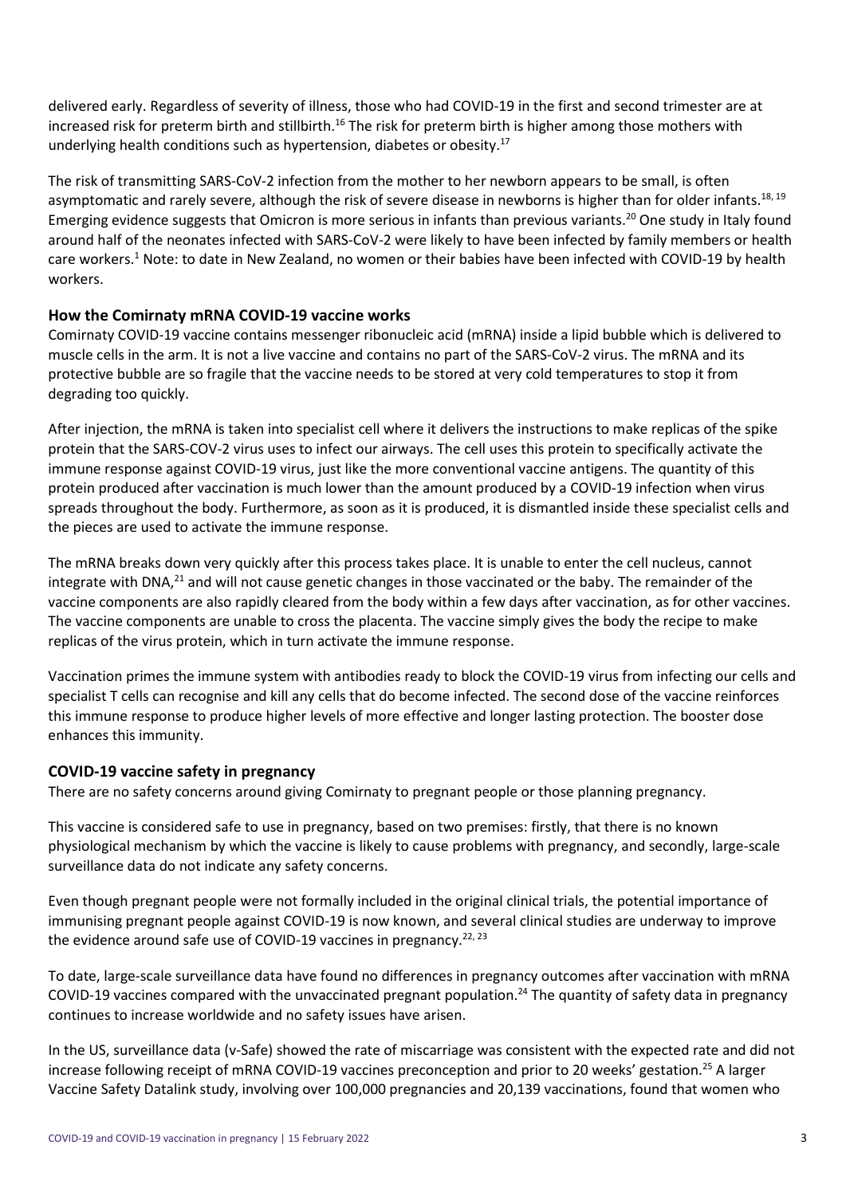delivered early. Regardless of severity of illness, those who had COVID-19 in the first and second trimester are at increased risk for preterm birth and stillbirth.[16] The risk for preterm birth is higher among those mothers with underlying health conditions such as hypertension, diabetes or obesity.[17]

The risk of transmitting SARS-CoV-2 infection from the mother to her newborn appears to be small, is often asymptomatic and rarely severe, although the risk of severe disease in newborns is higher than for older infants.[18, 19] Emerging evidence suggests that Omicron is more serious in infants than previous variants.[20] One study in Italy found around half of the neonates infected with SARS-CoV-2 were likely to have been infected by family members or health care workers.[1] Note: to date in New Zealand, no women or their babies have been infected with COVID-19 by health workers.

## How the Comirnaty mRNA COVID-19 vaccine works

Comirnaty COVID-19 vaccine contains messenger ribonucleic acid (mRNA) inside a lipid bubble which is delivered to muscle cells in the arm. It is not a live vaccine and contains no part of the SARS-CoV-2 virus. The mRNA and its protective bubble are so fragile that the vaccine needs to be stored at very cold temperatures to stop it from degrading too quickly.

After injection, the mRNA is taken into specialist cell where it delivers the instructions to make replicas of the spike protein that the SARS-COV-2 virus uses to infect our airways. The cell uses this protein to specifically activate the immune response against COVID-19 virus, just like the more conventional vaccine antigens. The quantity of this protein produced after vaccination is much lower than the amount produced by a COVID-19 infection when virus spreads throughout the body. Furthermore, as soon as it is produced, it is dismantled inside these specialist cells and the pieces are used to activate the immune response.

The mRNA breaks down very quickly after this process takes place. It is unable to enter the cell nucleus, cannot integrate with DNA,[21] and will not cause genetic changes in those vaccinated or the baby. The remainder of the vaccine components are also rapidly cleared from the body within a few days after vaccination, as for other vaccines. The vaccine components are unable to cross the placenta. The vaccine simply gives the body the recipe to make replicas of the virus protein, which in turn activate the immune response.

Vaccination primes the immune system with antibodies ready to block the COVID-19 virus from infecting our cells and specialist T cells can recognise and kill any cells that do become infected. The second dose of the vaccine reinforces this immune response to produce higher levels of more effective and longer lasting protection. The booster dose enhances this immunity.

## COVID-19 vaccine safety in pregnancy

There are no safety concerns around giving Comirnaty to pregnant people or those planning pregnancy.

This vaccine is considered safe to use in pregnancy, based on two premises: firstly, that there is no known physiological mechanism by which the vaccine is likely to cause problems with pregnancy, and secondly, large-scale surveillance data do not indicate any safety concerns.

Even though pregnant people were not formally included in the original clinical trials, the potential importance of immunising pregnant people against COVID-19 is now known, and several clinical studies are underway to improve the evidence around safe use of COVID-19 vaccines in pregnancy.[22, 23]

To date, large-scale surveillance data have found no differences in pregnancy outcomes after vaccination with mRNA COVID-19 vaccines compared with the unvaccinated pregnant population.[24] The quantity of safety data in pregnancy continues to increase worldwide and no safety issues have arisen.

In the US, surveillance data (v-Safe) showed the rate of miscarriage was consistent with the expected rate and did not increase following receipt of mRNA COVID-19 vaccines preconception and prior to 20 weeks' gestation.[25] A larger Vaccine Safety Datalink study, involving over 100,000 pregnancies and 20,139 vaccinations, found that women who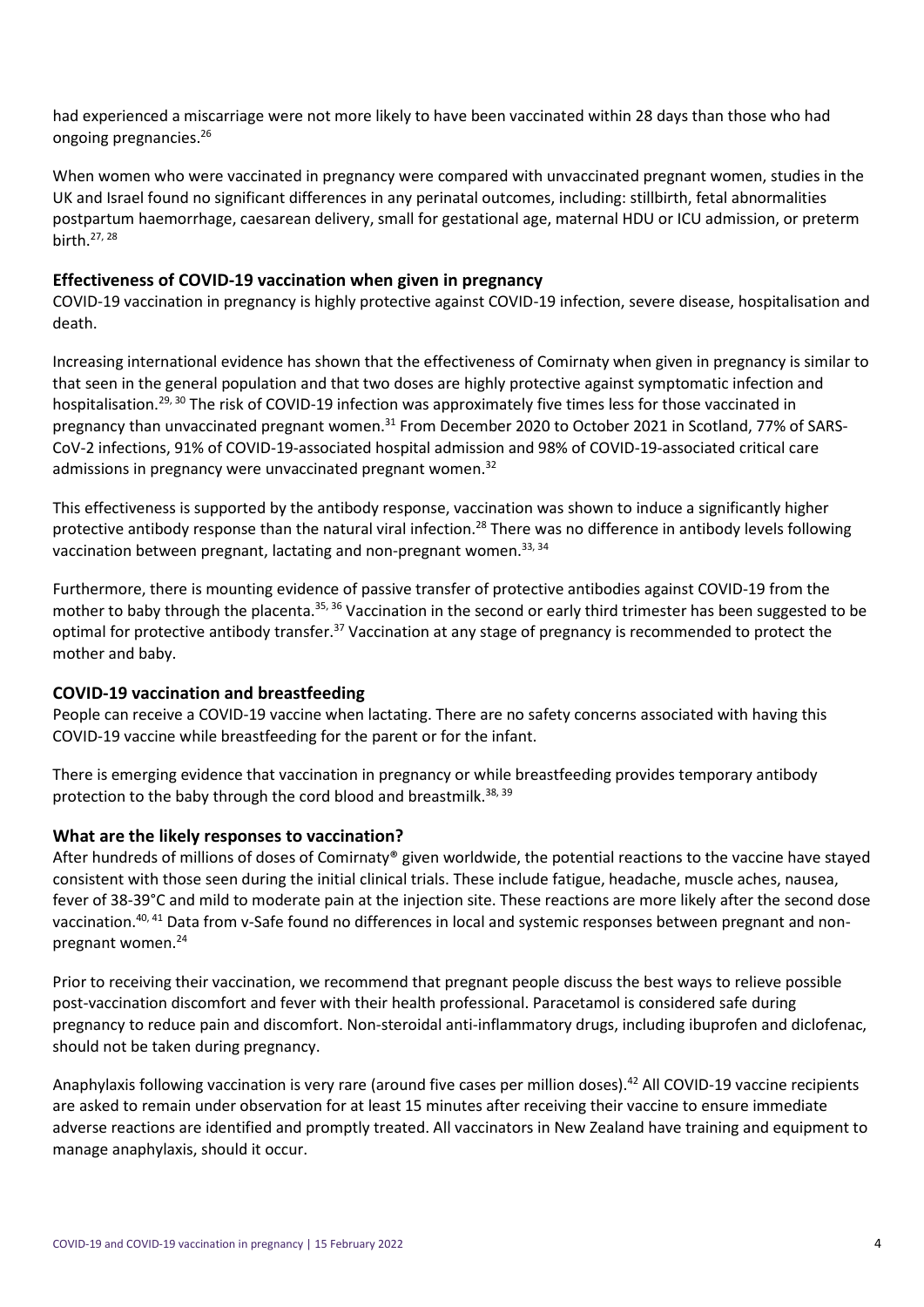had experienced a miscarriage were not more likely to have been vaccinated within 28 days than those who had ongoing pregnancies.[26]

When women who were vaccinated in pregnancy were compared with unvaccinated pregnant women, studies in the UK and Israel found no significant differences in any perinatal outcomes, including: stillbirth, fetal abnormalities postpartum haemorrhage, caesarean delivery, small for gestational age, maternal HDU or ICU admission, or preterm birth.[27, 28]

### Effectiveness of COVID-19 vaccination when given in pregnancy

COVID-19 vaccination in pregnancy is highly protective against COVID-19 infection, severe disease, hospitalisation and death.

Increasing international evidence has shown that the effectiveness of Comirnaty when given in pregnancy is similar to that seen in the general population and that two doses are highly protective against symptomatic infection and hospitalisation.[29, 30] The risk of COVID-19 infection was approximately five times less for those vaccinated in pregnancy than unvaccinated pregnant women.[31] From December 2020 to October 2021 in Scotland, 77% of SARS-CoV-2 infections, 91% of COVID-19-associated hospital admission and 98% of COVID-19-associated critical care admissions in pregnancy were unvaccinated pregnant women.[32]

This effectiveness is supported by the antibody response, vaccination was shown to induce a significantly higher protective antibody response than the natural viral infection.[28] There was no difference in antibody levels following vaccination between pregnant, lactating and non-pregnant women.[33, 34]

Furthermore, there is mounting evidence of passive transfer of protective antibodies against COVID-19 from the mother to baby through the placenta.[35, 36] Vaccination in the second or early third trimester has been suggested to be optimal for protective antibody transfer.[37] Vaccination at any stage of pregnancy is recommended to protect the mother and baby.

### COVID-19 vaccination and breastfeeding

People can receive a COVID-19 vaccine when lactating. There are no safety concerns associated with having this COVID-19 vaccine while breastfeeding for the parent or for the infant.

There is emerging evidence that vaccination in pregnancy or while breastfeeding provides temporary antibody protection to the baby through the cord blood and breastmilk.[38, 39]

### What are the likely responses to vaccination?

After hundreds of millions of doses of Comirnaty® given worldwide, the potential reactions to the vaccine have stayed consistent with those seen during the initial clinical trials. These include fatigue, headache, muscle aches, nausea, fever of 38-39°C and mild to moderate pain at the injection site. These reactions are more likely after the second dose vaccination.[40, 41] Data from v-Safe found no differences in local and systemic responses between pregnant and non-pregnant women.[24]

Prior to receiving their vaccination, we recommend that pregnant people discuss the best ways to relieve possible post-vaccination discomfort and fever with their health professional. Paracetamol is considered safe during pregnancy to reduce pain and discomfort. Non-steroidal anti-inflammatory drugs, including ibuprofen and diclofenac, should not be taken during pregnancy.

Anaphylaxis following vaccination is very rare (around five cases per million doses).[42] All COVID-19 vaccine recipients are asked to remain under observation for at least 15 minutes after receiving their vaccine to ensure immediate adverse reactions are identified and promptly treated. All vaccinators in New Zealand have training and equipment to manage anaphylaxis, should it occur.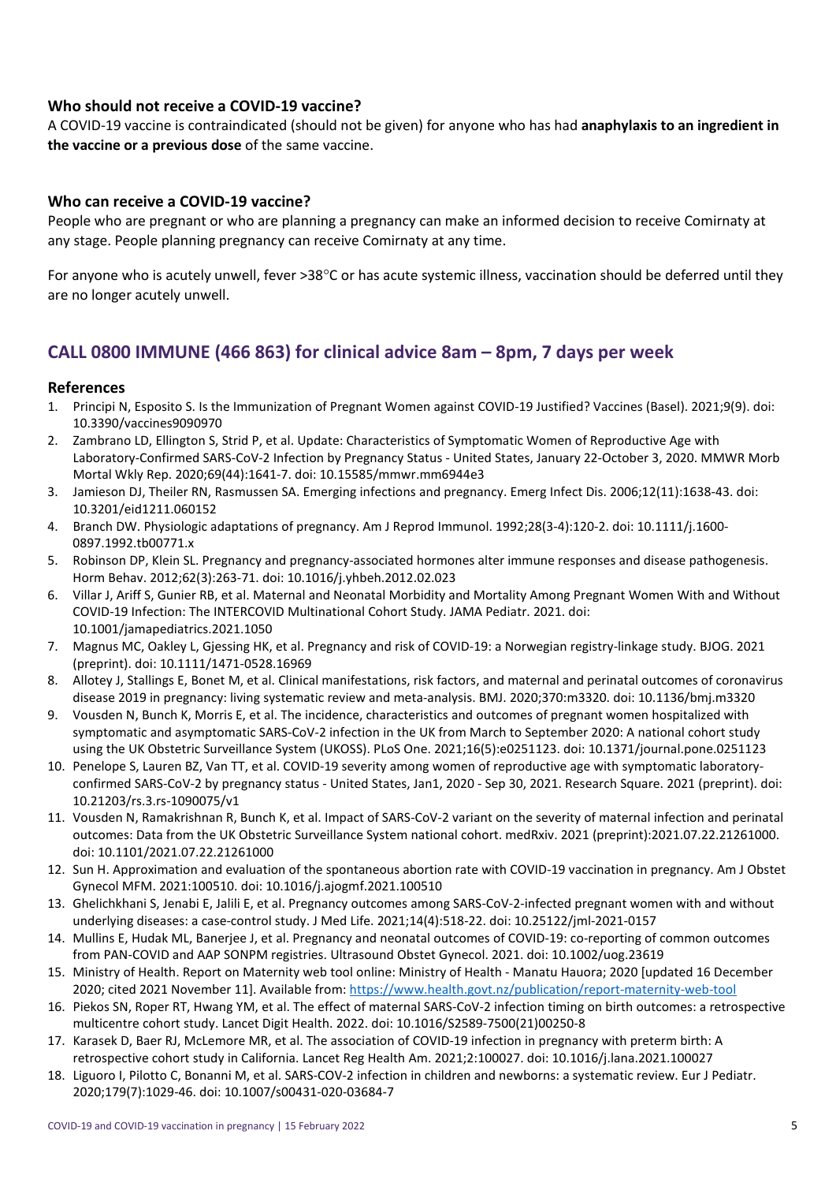### Who should not receive a COVID-19 vaccine?

A COVID-19 vaccine is contraindicated (should not be given) for anyone who has had **anaphylaxis to an ingredient in the vaccine or a previous dose** of the same vaccine.

### Who can receive a COVID-19 vaccine?

People who are pregnant or who are planning a pregnancy can make an informed decision to receive Comirnaty at any stage. People planning pregnancy can receive Comirnaty at any time.

For anyone who is acutely unwell, fever >38°C or has acute systemic illness, vaccination should be deferred until they are no longer acutely unwell.

## CALL 0800 IMMUNE (466 863) for clinical advice 8am – 8pm, 7 days per week

### References

1. Principi N, Esposito S. Is the Immunization of Pregnant Women against COVID-19 Justified? Vaccines (Basel). 2021;9(9). doi: 10.3390/vaccines9090970
2. Zambrano LD, Ellington S, Strid P, et al. Update: Characteristics of Symptomatic Women of Reproductive Age with Laboratory-Confirmed SARS-CoV-2 Infection by Pregnancy Status - United States, January 22-October 3, 2020. MMWR Morb Mortal Wkly Rep. 2020;69(44):1641-7. doi: 10.15585/mmwr.mm6944e3
3. Jamieson DJ, Theiler RN, Rasmussen SA. Emerging infections and pregnancy. Emerg Infect Dis. 2006;12(11):1638-43. doi: 10.3201/eid1211.060152
4. Branch DW. Physiologic adaptations of pregnancy. Am J Reprod Immunol. 1992;28(3-4):120-2. doi: 10.1111/j.1600-0897.1992.tb00771.x
5. Robinson DP, Klein SL. Pregnancy and pregnancy-associated hormones alter immune responses and disease pathogenesis. Horm Behav. 2012;62(3):263-71. doi: 10.1016/j.yhbeh.2012.02.023
6. Villar J, Ariff S, Gunier RB, et al. Maternal and Neonatal Morbidity and Mortality Among Pregnant Women With and Without COVID-19 Infection: The INTERCOVID Multinational Cohort Study. JAMA Pediatr. 2021. doi: 10.1001/jamapediatrics.2021.1050
7. Magnus MC, Oakley L, Gjessing HK, et al. Pregnancy and risk of COVID-19: a Norwegian registry-linkage study. BJOG. 2021 (preprint). doi: 10.1111/1471-0528.16969
8. Allotey J, Stallings E, Bonet M, et al. Clinical manifestations, risk factors, and maternal and perinatal outcomes of coronavirus disease 2019 in pregnancy: living systematic review and meta-analysis. BMJ. 2020;370:m3320. doi: 10.1136/bmj.m3320
9. Vousden N, Bunch K, Morris E, et al. The incidence, characteristics and outcomes of pregnant women hospitalized with symptomatic and asymptomatic SARS-CoV-2 infection in the UK from March to September 2020: A national cohort study using the UK Obstetric Surveillance System (UKOSS). PLoS One. 2021;16(5):e0251123. doi: 10.1371/journal.pone.0251123
10. Penelope S, Lauren BZ, Van TT, et al. COVID-19 severity among women of reproductive age with symptomatic laboratory-confirmed SARS-CoV-2 by pregnancy status - United States, Jan1, 2020 - Sep 30, 2021. Research Square. 2021 (preprint). doi: 10.21203/rs.3.rs-1090075/v1
11. Vousden N, Ramakrishnan R, Bunch K, et al. Impact of SARS-CoV-2 variant on the severity of maternal infection and perinatal outcomes: Data from the UK Obstetric Surveillance System national cohort. medRxiv. 2021 (preprint):2021.07.22.21261000. doi: 10.1101/2021.07.22.21261000
12. Sun H. Approximation and evaluation of the spontaneous abortion rate with COVID-19 vaccination in pregnancy. Am J Obstet Gynecol MFM. 2021:100510. doi: 10.1016/j.ajogmf.2021.100510
13. Ghelichkhani S, Jenabi E, Jalili E, et al. Pregnancy outcomes among SARS-CoV-2-infected pregnant women with and without underlying diseases: a case-control study. J Med Life. 2021;14(4):518-22. doi: 10.25122/jml-2021-0157
14. Mullins E, Hudak ML, Banerjee J, et al. Pregnancy and neonatal outcomes of COVID-19: co-reporting of common outcomes from PAN-COVID and AAP SONPM registries. Ultrasound Obstet Gynecol. 2021. doi: 10.1002/uog.23619
15. Ministry of Health. Report on Maternity web tool online: Ministry of Health - Manatu Hauora; 2020 [updated 16 December 2020; cited 2021 November 11]. Available from: https://www.health.govt.nz/publication/report-maternity-web-tool
16. Piekos SN, Roper RT, Hwang YM, et al. The effect of maternal SARS-CoV-2 infection timing on birth outcomes: a retrospective multicentre cohort study. Lancet Digit Health. 2022. doi: 10.1016/S2589-7500(21)00250-8
17. Karasek D, Baer RJ, McLemore MR, et al. The association of COVID-19 infection in pregnancy with preterm birth: A retrospective cohort study in California. Lancet Reg Health Am. 2021;2:100027. doi: 10.1016/j.lana.2021.100027
18. Liguoro I, Pilotto C, Bonanni M, et al. SARS-COV-2 infection in children and newborns: a systematic review. Eur J Pediatr. 2020;179(7):1029-46. doi: 10.1007/s00431-020-03684-7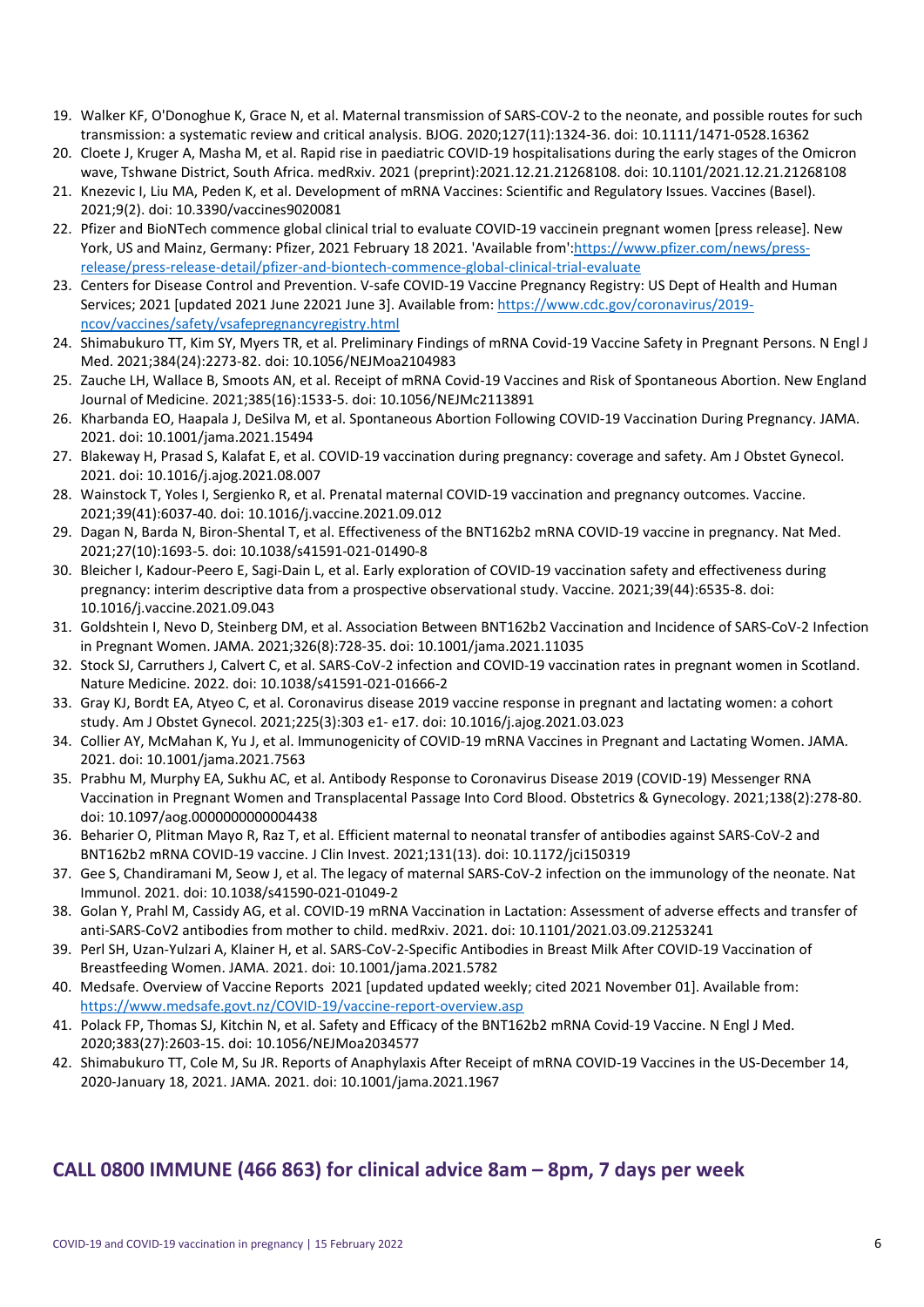19. Walker KF, O'Donoghue K, Grace N, et al. Maternal transmission of SARS-COV-2 to the neonate, and possible routes for such transmission: a systematic review and critical analysis. BJOG. 2020;127(11):1324-36. doi: 10.1111/1471-0528.16362
20. Cloete J, Kruger A, Masha M, et al. Rapid rise in paediatric COVID-19 hospitalisations during the early stages of the Omicron wave, Tshwane District, South Africa. medRxiv. 2021 (preprint):2021.12.21.21268108. doi: 10.1101/2021.12.21.21268108
21. Knezevic I, Liu MA, Peden K, et al. Development of mRNA Vaccines: Scientific and Regulatory Issues. Vaccines (Basel). 2021;9(2). doi: 10.3390/vaccines9020081
22. Pfizer and BioNTech commence global clinical trial to evaluate COVID-19 vaccinein pregnant women [press release]. New York, US and Mainz, Germany: Pfizer, 2021 February 18 2021. 'Available from':https://www.pfizer.com/news/press-release/press-release-detail/pfizer-and-biontech-commence-global-clinical-trial-evaluate
23. Centers for Disease Control and Prevention. V-safe COVID-19 Vaccine Pregnancy Registry: US Dept of Health and Human Services; 2021 [updated 2021 June 22021 June 3]. Available from: https://www.cdc.gov/coronavirus/2019-ncov/vaccines/safety/vsafepregnancyregistry.html
24. Shimabukuro TT, Kim SY, Myers TR, et al. Preliminary Findings of mRNA Covid-19 Vaccine Safety in Pregnant Persons. N Engl J Med. 2021;384(24):2273-82. doi: 10.1056/NEJMoa2104983
25. Zauche LH, Wallace B, Smoots AN, et al. Receipt of mRNA Covid-19 Vaccines and Risk of Spontaneous Abortion. New England Journal of Medicine. 2021;385(16):1533-5. doi: 10.1056/NEJMc2113891
26. Kharbanda EO, Haapala J, DeSilva M, et al. Spontaneous Abortion Following COVID-19 Vaccination During Pregnancy. JAMA. 2021. doi: 10.1001/jama.2021.15494
27. Blakeway H, Prasad S, Kalafat E, et al. COVID-19 vaccination during pregnancy: coverage and safety. Am J Obstet Gynecol. 2021. doi: 10.1016/j.ajog.2021.08.007
28. Wainstock T, Yoles I, Sergienko R, et al. Prenatal maternal COVID-19 vaccination and pregnancy outcomes. Vaccine. 2021;39(41):6037-40. doi: 10.1016/j.vaccine.2021.09.012
29. Dagan N, Barda N, Biron-Shental T, et al. Effectiveness of the BNT162b2 mRNA COVID-19 vaccine in pregnancy. Nat Med. 2021;27(10):1693-5. doi: 10.1038/s41591-021-01490-8
30. Bleicher I, Kadour-Peero E, Sagi-Dain L, et al. Early exploration of COVID-19 vaccination safety and effectiveness during pregnancy: interim descriptive data from a prospective observational study. Vaccine. 2021;39(44):6535-8. doi: 10.1016/j.vaccine.2021.09.043
31. Goldshtein I, Nevo D, Steinberg DM, et al. Association Between BNT162b2 Vaccination and Incidence of SARS-CoV-2 Infection in Pregnant Women. JAMA. 2021;326(8):728-35. doi: 10.1001/jama.2021.11035
32. Stock SJ, Carruthers J, Calvert C, et al. SARS-CoV-2 infection and COVID-19 vaccination rates in pregnant women in Scotland. Nature Medicine. 2022. doi: 10.1038/s41591-021-01666-2
33. Gray KJ, Bordt EA, Atyeo C, et al. Coronavirus disease 2019 vaccine response in pregnant and lactating women: a cohort study. Am J Obstet Gynecol. 2021;225(3):303 e1- e17. doi: 10.1016/j.ajog.2021.03.023
34. Collier AY, McMahan K, Yu J, et al. Immunogenicity of COVID-19 mRNA Vaccines in Pregnant and Lactating Women. JAMA. 2021. doi: 10.1001/jama.2021.7563
35. Prabhu M, Murphy EA, Sukhu AC, et al. Antibody Response to Coronavirus Disease 2019 (COVID-19) Messenger RNA Vaccination in Pregnant Women and Transplacental Passage Into Cord Blood. Obstetrics & Gynecology. 2021;138(2):278-80. doi: 10.1097/aog.0000000000004438
36. Beharier O, Plitman Mayo R, Raz T, et al. Efficient maternal to neonatal transfer of antibodies against SARS-CoV-2 and BNT162b2 mRNA COVID-19 vaccine. J Clin Invest. 2021;131(13). doi: 10.1172/jci150319
37. Gee S, Chandiramani M, Seow J, et al. The legacy of maternal SARS-CoV-2 infection on the immunology of the neonate. Nat Immunol. 2021. doi: 10.1038/s41590-021-01049-2
38. Golan Y, Prahl M, Cassidy AG, et al. COVID-19 mRNA Vaccination in Lactation: Assessment of adverse effects and transfer of anti-SARS-CoV2 antibodies from mother to child. medRxiv. 2021. doi: 10.1101/2021.03.09.21253241
39. Perl SH, Uzan-Yulzari A, Klainer H, et al. SARS-CoV-2-Specific Antibodies in Breast Milk After COVID-19 Vaccination of Breastfeeding Women. JAMA. 2021. doi: 10.1001/jama.2021.5782
40. Medsafe. Overview of Vaccine Reports 2021 [updated updated weekly; cited 2021 November 01]. Available from: https://www.medsafe.govt.nz/COVID-19/vaccine-report-overview.asp
41. Polack FP, Thomas SJ, Kitchin N, et al. Safety and Efficacy of the BNT162b2 mRNA Covid-19 Vaccine. N Engl J Med. 2020;383(27):2603-15. doi: 10.1056/NEJMoa2034577
42. Shimabukuro TT, Cole M, Su JR. Reports of Anaphylaxis After Receipt of mRNA COVID-19 Vaccines in the US-December 14, 2020-January 18, 2021. JAMA. 2021. doi: 10.1001/jama.2021.1967

## CALL 0800 IMMUNE (466 863) for clinical advice 8am – 8pm, 7 days per week